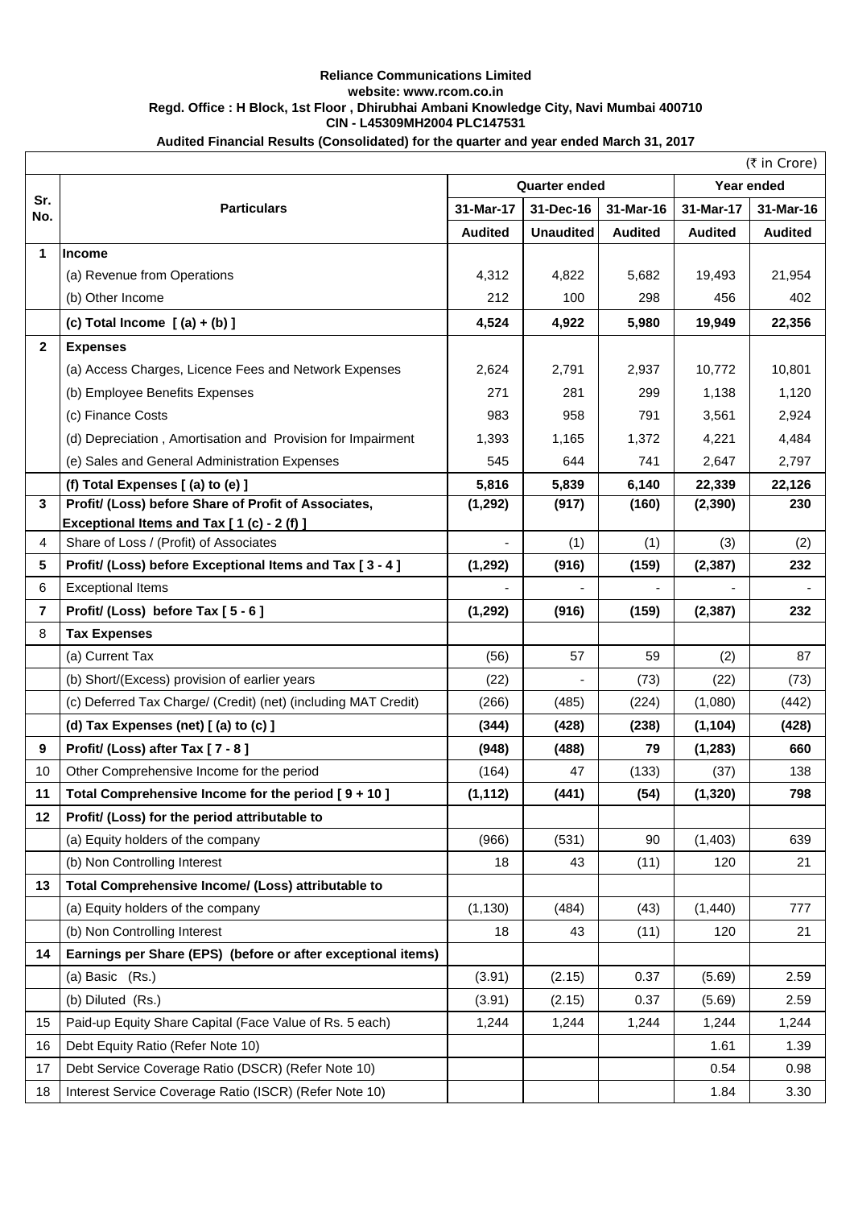**Reliance Communications Limited**
**website: www.rcom.co.in**
**Regd. Office : H Block, 1st Floor , Dhirubhai Ambani Knowledge City, Navi Mumbai 400710**
**CIN - L45309MH2004 PLC147531**

**Audited Financial Results (Consolidated) for the quarter and year ended March 31, 2017**

(₹ in Crore)

| Sr. No. | Particulars | Quarter ended | | | Year ended | |
|---|---|---|---|---|---|---|
| | | 31-Mar-17 | 31-Dec-16 | 31-Mar-16 | 31-Mar-17 | 31-Mar-16 |
| | | Audited | Unaudited | Audited | Audited | Audited |
| **1** | **Income** | | | | | |
| | (a) Revenue from Operations | 4,312 | 4,822 | 5,682 | 19,493 | 21,954 |
| | (b) Other Income | 212 | 100 | 298 | 456 | 402 |
| | **(c) Total Income [ (a) + (b) ]** | **4,524** | **4,922** | **5,980** | **19,949** | **22,356** |
| **2** | **Expenses** | | | | | |
| | (a) Access Charges, Licence Fees and Network Expenses | 2,624 | 2,791 | 2,937 | 10,772 | 10,801 |
| | (b) Employee Benefits Expenses | 271 | 281 | 299 | 1,138 | 1,120 |
| | (c) Finance Costs | 983 | 958 | 791 | 3,561 | 2,924 |
| | (d) Depreciation , Amortisation and Provision for Impairment | 1,393 | 1,165 | 1,372 | 4,221 | 4,484 |
| | (e) Sales and General Administration Expenses | 545 | 644 | 741 | 2,647 | 2,797 |
| | **(f) Total Expenses [ (a) to (e) ]** | **5,816** | **5,839** | **6,140** | **22,339** | **22,126** |
| **3** | **Profit/ (Loss) before Share of Profit of Associates, Exceptional Items and Tax [ 1 (c) - 2 (f) ]** | **(1,292)** | **(917)** | **(160)** | **(2,390)** | **230** |
| 4 | Share of Loss / (Profit) of Associates | - | (1) | (1) | (3) | (2) |
| **5** | **Profit/ (Loss) before Exceptional Items and Tax [ 3 - 4 ]** | **(1,292)** | **(916)** | **(159)** | **(2,387)** | **232** |
| 6 | Exceptional Items | - | - | - | - | - |
| **7** | **Profit/ (Loss) before Tax [ 5 - 6 ]** | **(1,292)** | **(916)** | **(159)** | **(2,387)** | **232** |
| 8 | **Tax Expenses** | | | | | |
| | (a) Current Tax | (56) | 57 | 59 | (2) | 87 |
| | (b) Short/(Excess) provision of earlier years | (22) | - | (73) | (22) | (73) |
| | (c) Deferred Tax Charge/ (Credit) (net) (including MAT Credit) | (266) | (485) | (224) | (1,080) | (442) |
| | **(d) Tax Expenses (net) [ (a) to (c) ]** | **(344)** | **(428)** | **(238)** | **(1,104)** | **(428)** |
| **9** | **Profit/ (Loss) after Tax [ 7 - 8 ]** | **(948)** | **(488)** | **79** | **(1,283)** | **660** |
| 10 | Other Comprehensive Income for the period | (164) | 47 | (133) | (37) | 138 |
| **11** | **Total Comprehensive Income for the period [ 9 + 10 ]** | **(1,112)** | **(441)** | **(54)** | **(1,320)** | **798** |
| **12** | **Profit/ (Loss) for the period attributable to** | | | | | |
| | (a) Equity holders of the company | (966) | (531) | 90 | (1,403) | 639 |
| | (b) Non Controlling Interest | 18 | 43 | (11) | 120 | 21 |
| **13** | **Total Comprehensive Income/ (Loss) attributable to** | | | | | |
| | (a) Equity holders of the company | (1,130) | (484) | (43) | (1,440) | 777 |
| | (b) Non Controlling Interest | 18 | 43 | (11) | 120 | 21 |
| **14** | **Earnings per Share (EPS) (before or after exceptional items)** | | | | | |
| | (a) Basic (Rs.) | (3.91) | (2.15) | 0.37 | (5.69) | 2.59 |
| | (b) Diluted (Rs.) | (3.91) | (2.15) | 0.37 | (5.69) | 2.59 |
| 15 | Paid-up Equity Share Capital (Face Value of Rs. 5 each) | 1,244 | 1,244 | 1,244 | 1,244 | 1,244 |
| 16 | Debt Equity Ratio (Refer Note 10) | | | | 1.61 | 1.39 |
| 17 | Debt Service Coverage Ratio (DSCR) (Refer Note 10) | | | | 0.54 | 0.98 |
| 18 | Interest Service Coverage Ratio (ISCR) (Refer Note 10) | | | | 1.84 | 3.30 |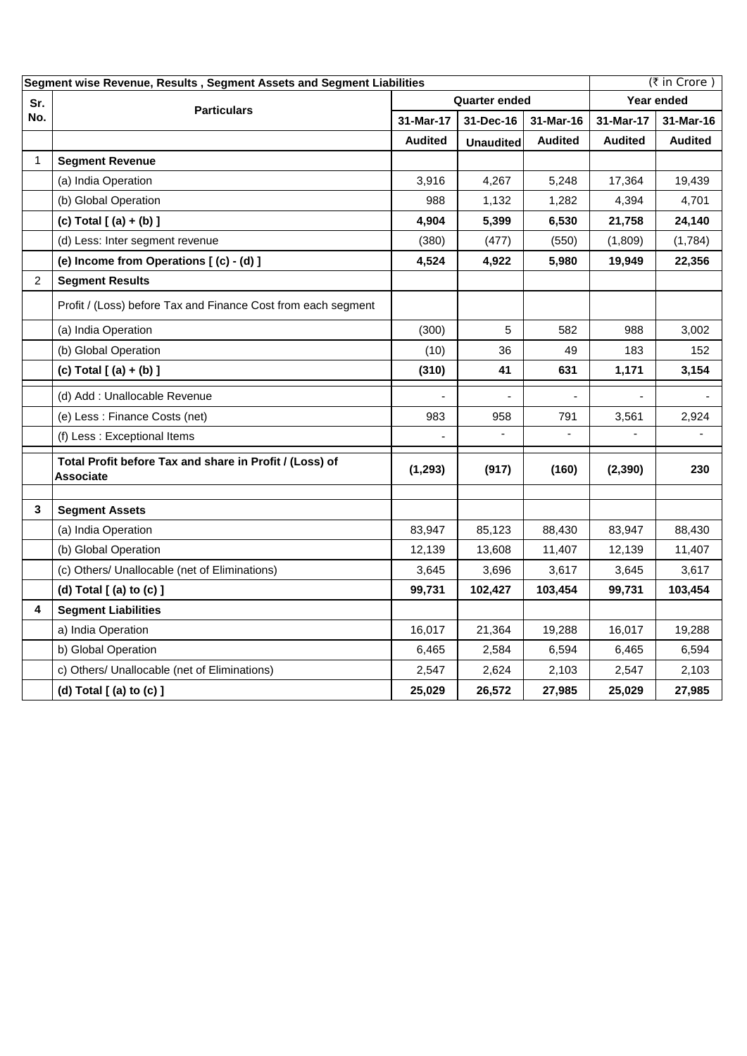| Segment wise Revenue, Results , Segment Assets and Segment Liabilities | | | | | | (₹ in Crore ) |
|---|---|---|---|---|---|---|
| **Sr. No.** | **Particulars** | **Quarter ended** | | | **Year ended** | |
| | | **31-Mar-17** | **31-Dec-16** | **31-Mar-16** | **31-Mar-17** | **31-Mar-16** |
| | | **Audited** | **Unaudited** | **Audited** | **Audited** | **Audited** |
| 1 | **Segment Revenue** | | | | | |
| | (a) India Operation | 3,916 | 4,267 | 5,248 | 17,364 | 19,439 |
| | (b) Global Operation | 988 | 1,132 | 1,282 | 4,394 | 4,701 |
| | **(c) Total [ (a) + (b) ]** | **4,904** | **5,399** | **6,530** | **21,758** | **24,140** |
| | (d) Less: Inter segment revenue | (380) | (477) | (550) | (1,809) | (1,784) |
| | **(e) Income from Operations [ (c) - (d) ]** | **4,524** | **4,922** | **5,980** | **19,949** | **22,356** |
| 2 | **Segment Results** | | | | | |
| | Profit / (Loss) before Tax and Finance Cost from each segment | | | | | |
| | (a) India Operation | (300) | 5 | 582 | 988 | 3,002 |
| | (b) Global Operation | (10) | 36 | 49 | 183 | 152 |
| | **(c) Total [ (a) + (b) ]** | **(310)** | **41** | **631** | **1,171** | **3,154** |
| | (d) Add : Unallocable Revenue | - | - | - | - | - |
| | (e) Less : Finance Costs (net) | 983 | 958 | 791 | 3,561 | 2,924 |
| | (f) Less : Exceptional Items | - | - | - | - | - |
| | **Total Profit before Tax and share in Profit / (Loss) of Associate** | **(1,293)** | **(917)** | **(160)** | **(2,390)** | **230** |
| **3** | **Segment Assets** | | | | | |
| | (a) India Operation | 83,947 | 85,123 | 88,430 | 83,947 | 88,430 |
| | (b) Global Operation | 12,139 | 13,608 | 11,407 | 12,139 | 11,407 |
| | (c) Others/ Unallocable (net of Eliminations) | 3,645 | 3,696 | 3,617 | 3,645 | 3,617 |
| | **(d) Total [ (a) to (c) ]** | **99,731** | **102,427** | **103,454** | **99,731** | **103,454** |
| **4** | **Segment Liabilities** | | | | | |
| | a) India Operation | 16,017 | 21,364 | 19,288 | 16,017 | 19,288 |
| | b) Global Operation | 6,465 | 2,584 | 6,594 | 6,465 | 6,594 |
| | c) Others/ Unallocable (net of Eliminations) | 2,547 | 2,624 | 2,103 | 2,547 | 2,103 |
| | **(d) Total [ (a) to (c) ]** | **25,029** | **26,572** | **27,985** | **25,029** | **27,985** |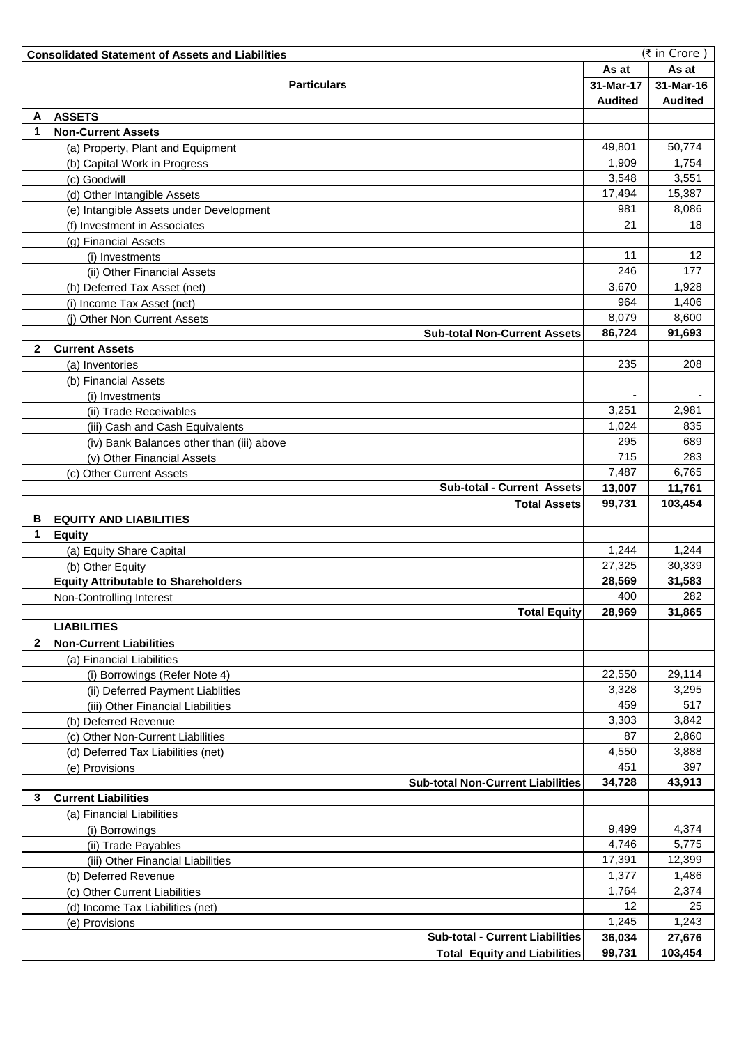## Consolidated Statement of Assets and Liabilities

(₹ in Crore )

| | Particulars | As at 31-Mar-17 Audited | As at 31-Mar-16 Audited |
|---|---|---|---|
| **A** | **ASSETS** | | |
| **1** | **Non-Current Assets** | | |
| | (a) Property, Plant and Equipment | 49,801 | 50,774 |
| | (b) Capital Work in Progress | 1,909 | 1,754 |
| | (c) Goodwill | 3,548 | 3,551 |
| | (d) Other Intangible Assets | 17,494 | 15,387 |
| | (e) Intangible Assets under Development | 981 | 8,086 |
| | (f) Investment in Associates | 21 | 18 |
| | (g) Financial Assets | | |
| | (i) Investments | 11 | 12 |
| | (ii) Other Financial Assets | 246 | 177 |
| | (h) Deferred Tax Asset (net) | 3,670 | 1,928 |
| | (i) Income Tax Asset (net) | 964 | 1,406 |
| | (j) Other Non Current Assets | 8,079 | 8,600 |
| | **Sub-total Non-Current Assets** | **86,724** | **91,693** |
| **2** | **Current Assets** | | |
| | (a) Inventories | 235 | 208 |
| | (b) Financial Assets | | |
| | (i) Investments | - | - |
| | (ii) Trade Receivables | 3,251 | 2,981 |
| | (iii) Cash and Cash Equivalents | 1,024 | 835 |
| | (iv) Bank Balances other than (iii) above | 295 | 689 |
| | (v) Other Financial Assets | 715 | 283 |
| | (c) Other Current Assets | 7,487 | 6,765 |
| | **Sub-total - Current Assets** | **13,007** | **11,761** |
| | **Total Assets** | **99,731** | **103,454** |
| **B** | **EQUITY AND LIABILITIES** | | |
| **1** | **Equity** | | |
| | (a) Equity Share Capital | 1,244 | 1,244 |
| | (b) Other Equity | 27,325 | 30,339 |
| | **Equity Attributable to Shareholders** | **28,569** | **31,583** |
| | Non-Controlling Interest | 400 | 282 |
| | **Total Equity** | **28,969** | **31,865** |
| | **LIABILITIES** | | |
| **2** | **Non-Current Liabilities** | | |
| | (a) Financial Liabilities | | |
| | (i) Borrowings (Refer Note 4) | 22,550 | 29,114 |
| | (ii) Deferred Payment Liablities | 3,328 | 3,295 |
| | (iii) Other Financial Liabilities | 459 | 517 |
| | (b) Deferred Revenue | 3,303 | 3,842 |
| | (c) Other Non-Current Liabilities | 87 | 2,860 |
| | (d) Deferred Tax Liabilities (net) | 4,550 | 3,888 |
| | (e) Provisions | 451 | 397 |
| | **Sub-total Non-Current Liabilities** | **34,728** | **43,913** |
| **3** | **Current Liabilities** | | |
| | (a) Financial Liabilities | | |
| | (i) Borrowings | 9,499 | 4,374 |
| | (ii) Trade Payables | 4,746 | 5,775 |
| | (iii) Other Financial Liabilities | 17,391 | 12,399 |
| | (b) Deferred Revenue | 1,377 | 1,486 |
| | (c) Other Current Liabilities | 1,764 | 2,374 |
| | (d) Income Tax Liabilities (net) | 12 | 25 |
| | (e) Provisions | 1,245 | 1,243 |
| | **Sub-total - Current Liabilities** | **36,034** | **27,676** |
| | **Total Equity and Liabilities** | **99,731** | **103,454** |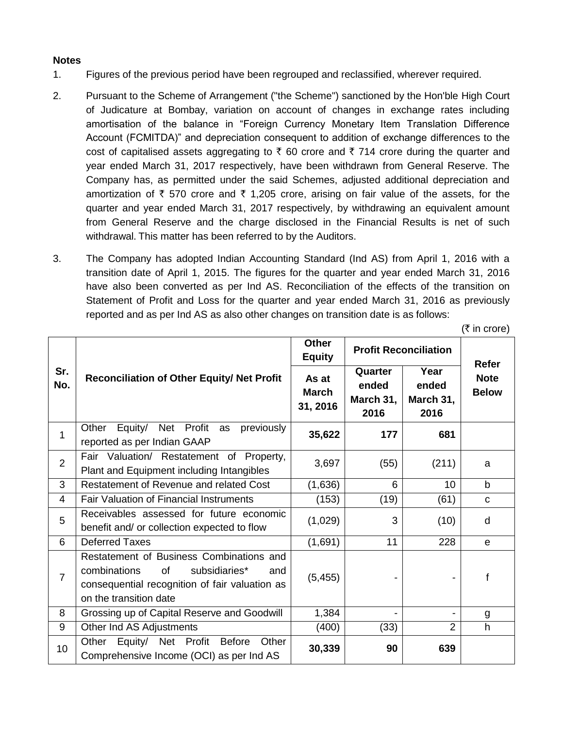**Notes**

1. Figures of the previous period have been regrouped and reclassified, wherever required.

2. Pursuant to the Scheme of Arrangement ("the Scheme") sanctioned by the Hon'ble High Court of Judicature at Bombay, variation on account of changes in exchange rates including amortisation of the balance in "Foreign Currency Monetary Item Translation Difference Account (FCMITDA)" and depreciation consequent to addition of exchange differences to the cost of capitalised assets aggregating to ₹ 60 crore and ₹ 714 crore during the quarter and year ended March 31, 2017 respectively, have been withdrawn from General Reserve. The Company has, as permitted under the said Schemes, adjusted additional depreciation and amortization of ₹ 570 crore and ₹ 1,205 crore, arising on fair value of the assets, for the quarter and year ended March 31, 2017 respectively, by withdrawing an equivalent amount from General Reserve and the charge disclosed in the Financial Results is net of such withdrawal. This matter has been referred to by the Auditors.

3. The Company has adopted Indian Accounting Standard (Ind AS) from April 1, 2016 with a transition date of April 1, 2015. The figures for the quarter and year ended March 31, 2016 have also been converted as per Ind AS. Reconciliation of the effects of the transition on Statement of Profit and Loss for the quarter and year ended March 31, 2016 as previously reported and as per Ind AS as also other changes on transition date is as follows:

(₹ in crore)

| Sr. No. | Reconciliation of Other Equity/ Net Profit | Other Equity | Profit Reconciliation | | Refer Note Below |
|---|---|---|---|---|---|
| | | As at March 31, 2016 | Quarter ended March 31, 2016 | Year ended March 31, 2016 | |
| 1 | Other Equity/ Net Profit as previously reported as per Indian GAAP | **35,622** | **177** | **681** | |
| 2 | Fair Valuation/ Restatement of Property, Plant and Equipment including Intangibles | 3,697 | (55) | (211) | a |
| 3 | Restatement of Revenue and related Cost | (1,636) | 6 | 10 | b |
| 4 | Fair Valuation of Financial Instruments | (153) | (19) | (61) | c |
| 5 | Receivables assessed for future economic benefit and/ or collection expected to flow | (1,029) | 3 | (10) | d |
| 6 | Deferred Taxes | (1,691) | 11 | 228 | e |
| 7 | Restatement of Business Combinations and combinations of subsidiaries* and consequential recognition of fair valuation as on the transition date | (5,455) | - | - | f |
| 8 | Grossing up of Capital Reserve and Goodwill | 1,384 | - | - | g |
| 9 | Other Ind AS Adjustments | (400) | (33) | 2 | h |
| 10 | Other Equity/ Net Profit Before Other Comprehensive Income (OCI) as per Ind AS | **30,339** | **90** | **639** | |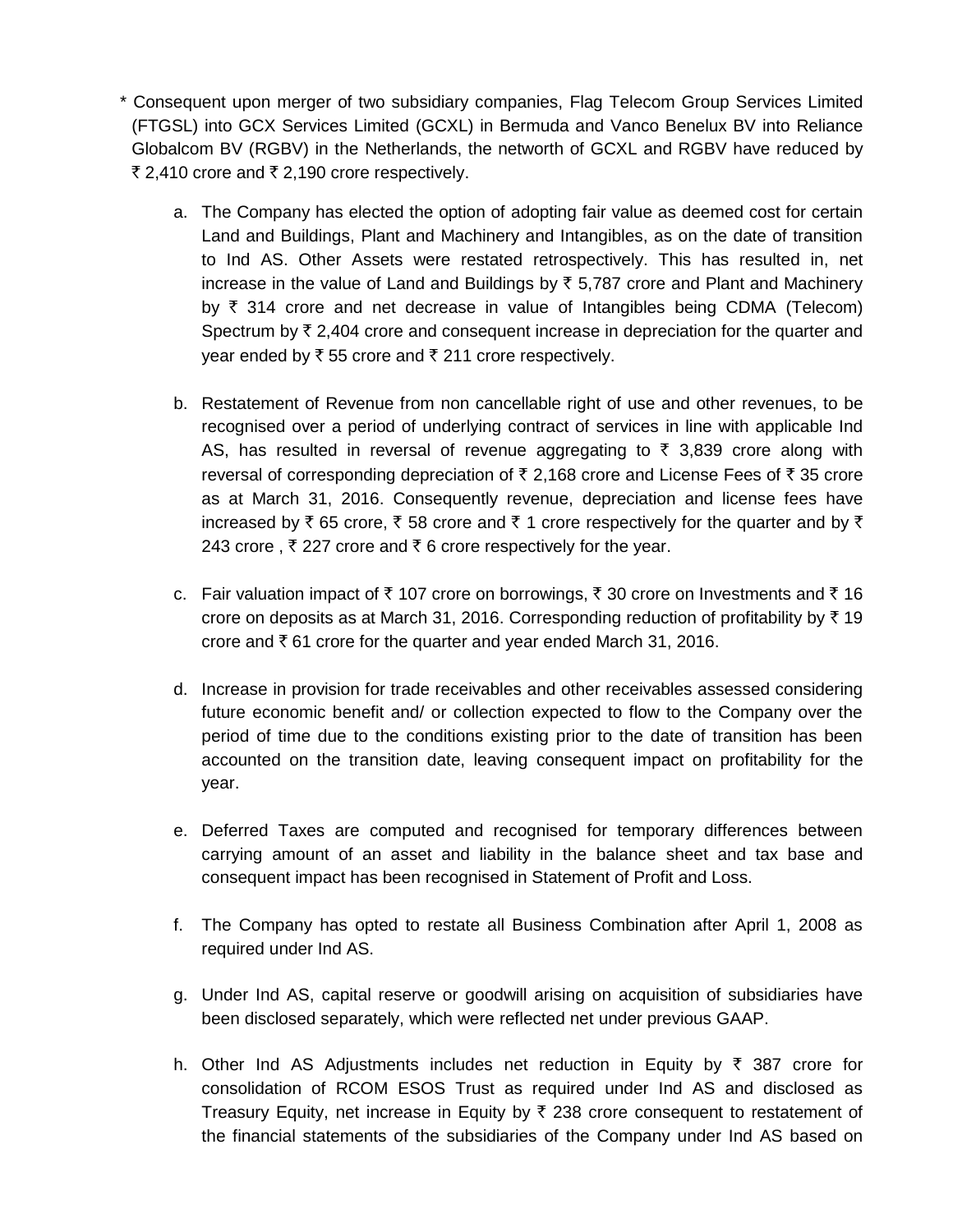\* Consequent upon merger of two subsidiary companies, Flag Telecom Group Services Limited (FTGSL) into GCX Services Limited (GCXL) in Bermuda and Vanco Benelux BV into Reliance Globalcom BV (RGBV) in the Netherlands, the networth of GCXL and RGBV have reduced by ₹ 2,410 crore and ₹ 2,190 crore respectively.

a. The Company has elected the option of adopting fair value as deemed cost for certain Land and Buildings, Plant and Machinery and Intangibles, as on the date of transition to Ind AS. Other Assets were restated retrospectively. This has resulted in, net increase in the value of Land and Buildings by ₹ 5,787 crore and Plant and Machinery by ₹ 314 crore and net decrease in value of Intangibles being CDMA (Telecom) Spectrum by ₹ 2,404 crore and consequent increase in depreciation for the quarter and year ended by ₹ 55 crore and ₹ 211 crore respectively.

b. Restatement of Revenue from non cancellable right of use and other revenues, to be recognised over a period of underlying contract of services in line with applicable Ind AS, has resulted in reversal of revenue aggregating to ₹ 3,839 crore along with reversal of corresponding depreciation of ₹ 2,168 crore and License Fees of ₹ 35 crore as at March 31, 2016. Consequently revenue, depreciation and license fees have increased by ₹ 65 crore, ₹ 58 crore and ₹ 1 crore respectively for the quarter and by ₹ 243 crore , ₹ 227 crore and ₹ 6 crore respectively for the year.

c. Fair valuation impact of ₹ 107 crore on borrowings, ₹ 30 crore on Investments and ₹ 16 crore on deposits as at March 31, 2016. Corresponding reduction of profitability by ₹ 19 crore and ₹ 61 crore for the quarter and year ended March 31, 2016.

d. Increase in provision for trade receivables and other receivables assessed considering future economic benefit and/ or collection expected to flow to the Company over the period of time due to the conditions existing prior to the date of transition has been accounted on the transition date, leaving consequent impact on profitability for the year.

e. Deferred Taxes are computed and recognised for temporary differences between carrying amount of an asset and liability in the balance sheet and tax base and consequent impact has been recognised in Statement of Profit and Loss.

f. The Company has opted to restate all Business Combination after April 1, 2008 as required under Ind AS.

g. Under Ind AS, capital reserve or goodwill arising on acquisition of subsidiaries have been disclosed separately, which were reflected net under previous GAAP.

h. Other Ind AS Adjustments includes net reduction in Equity by ₹ 387 crore for consolidation of RCOM ESOS Trust as required under Ind AS and disclosed as Treasury Equity, net increase in Equity by ₹ 238 crore consequent to restatement of the financial statements of the subsidiaries of the Company under Ind AS based on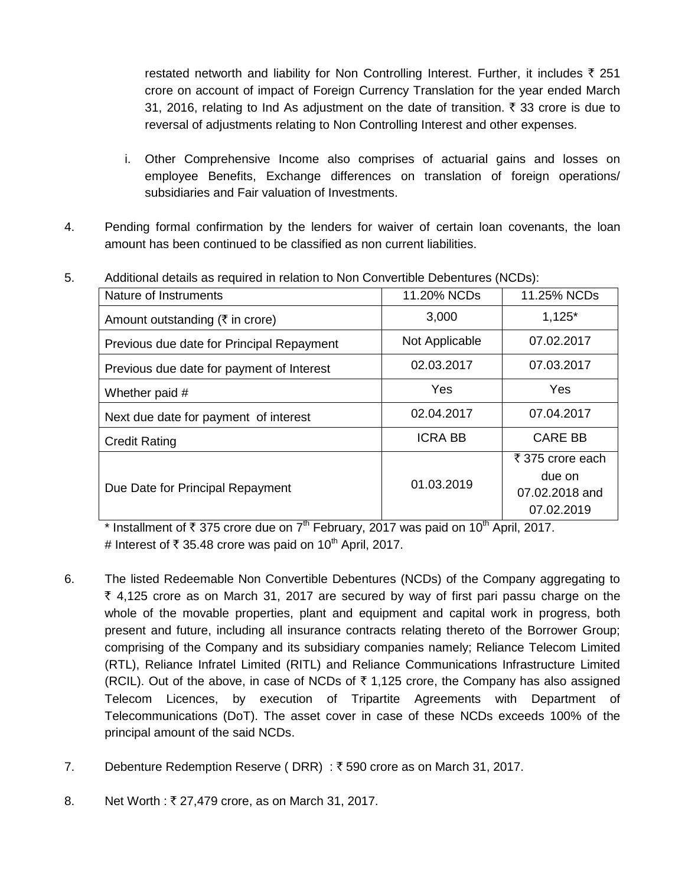restated networth and liability for Non Controlling Interest. Further, it includes ₹ 251 crore on account of impact of Foreign Currency Translation for the year ended March 31, 2016, relating to Ind As adjustment on the date of transition. ₹ 33 crore is due to reversal of adjustments relating to Non Controlling Interest and other expenses.

i. Other Comprehensive Income also comprises of actuarial gains and losses on employee Benefits, Exchange differences on translation of foreign operations/ subsidiaries and Fair valuation of Investments.

4. Pending formal confirmation by the lenders for waiver of certain loan covenants, the loan amount has been continued to be classified as non current liabilities.

5. Additional details as required in relation to Non Convertible Debentures (NCDs):

| Nature of Instruments | 11.20% NCDs | 11.25% NCDs |
|---|---|---|
| Amount outstanding (₹ in crore) | 3,000 | 1,125* |
| Previous due date for Principal Repayment | Not Applicable | 07.02.2017 |
| Previous due date for payment of Interest | 02.03.2017 | 07.03.2017 |
| Whether paid # | Yes | Yes |
| Next due date for payment of interest | 02.04.2017 | 07.04.2017 |
| Credit Rating | ICRA BB | CARE BB |
| Due Date for Principal Repayment | 01.03.2019 | ₹ 375 crore each due on 07.02.2018 and 07.02.2019 |

\* Installment of ₹ 375 crore due on 7th February, 2017 was paid on 10th April, 2017.

\# Interest of ₹ 35.48 crore was paid on 10th April, 2017.

6. The listed Redeemable Non Convertible Debentures (NCDs) of the Company aggregating to ₹ 4,125 crore as on March 31, 2017 are secured by way of first pari passu charge on the whole of the movable properties, plant and equipment and capital work in progress, both present and future, including all insurance contracts relating thereto of the Borrower Group; comprising of the Company and its subsidiary companies namely; Reliance Telecom Limited (RTL), Reliance Infratel Limited (RITL) and Reliance Communications Infrastructure Limited (RCIL). Out of the above, in case of NCDs of ₹ 1,125 crore, the Company has also assigned Telecom Licences, by execution of Tripartite Agreements with Department of Telecommunications (DoT). The asset cover in case of these NCDs exceeds 100% of the principal amount of the said NCDs.

7. Debenture Redemption Reserve ( DRR) : ₹ 590 crore as on March 31, 2017.

8. Net Worth : ₹ 27,479 crore, as on March 31, 2017.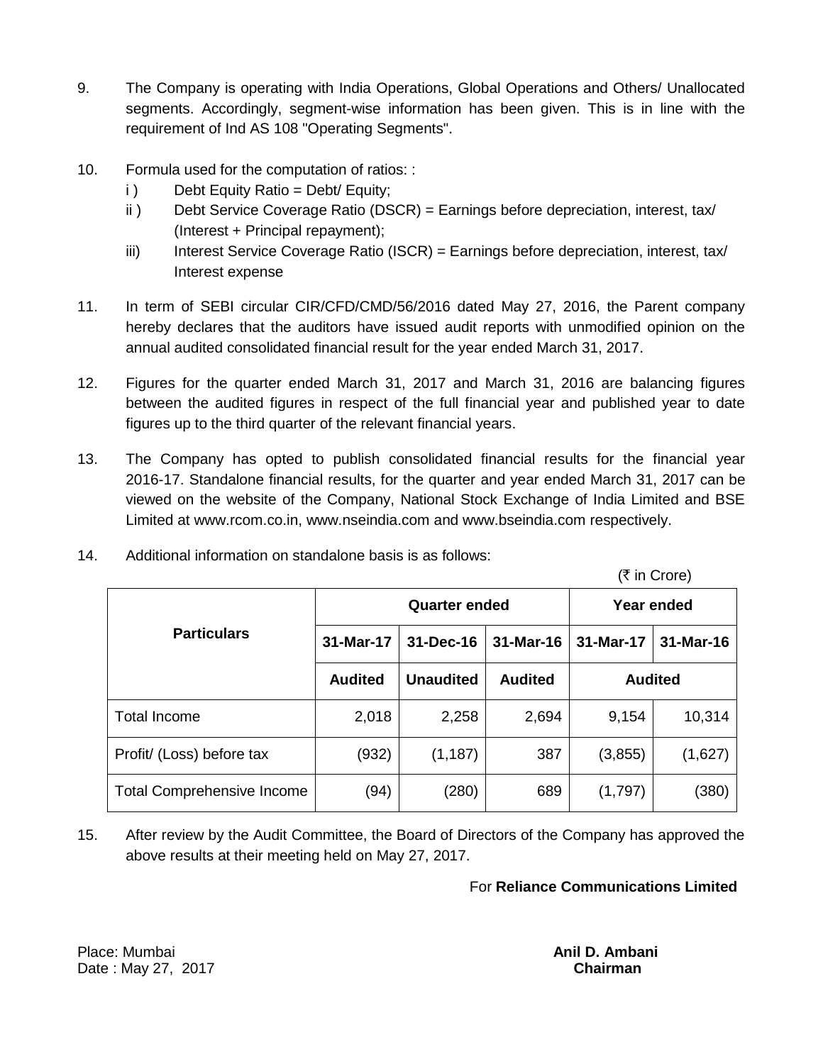9. The Company is operating with India Operations, Global Operations and Others/ Unallocated segments. Accordingly, segment-wise information has been given. This is in line with the requirement of Ind AS 108 "Operating Segments".

10. Formula used for the computation of ratios: :
    - i ) Debt Equity Ratio = Debt/ Equity;
    - ii ) Debt Service Coverage Ratio (DSCR) = Earnings before depreciation, interest, tax/ (Interest + Principal repayment);
    - iii) Interest Service Coverage Ratio (ISCR) = Earnings before depreciation, interest, tax/ Interest expense

11. In term of SEBI circular CIR/CFD/CMD/56/2016 dated May 27, 2016, the Parent company hereby declares that the auditors have issued audit reports with unmodified opinion on the annual audited consolidated financial result for the year ended March 31, 2017.

12. Figures for the quarter ended March 31, 2017 and March 31, 2016 are balancing figures between the audited figures in respect of the full financial year and published year to date figures up to the third quarter of the relevant financial years.

13. The Company has opted to publish consolidated financial results for the financial year 2016-17. Standalone financial results, for the quarter and year ended March 31, 2017 can be viewed on the website of the Company, National Stock Exchange of India Limited and BSE Limited at www.rcom.co.in, www.nseindia.com and www.bseindia.com respectively.

14. Additional information on standalone basis is as follows:

(₹ in Crore)

| Particulars | Quarter ended | | | Year ended | |
|---|---|---|---|---|---|
| | 31-Mar-17 | 31-Dec-16 | 31-Mar-16 | 31-Mar-17 | 31-Mar-16 |
| | Audited | Unaudited | Audited | Audited | |
| Total Income | 2,018 | 2,258 | 2,694 | 9,154 | 10,314 |
| Profit/ (Loss) before tax | (932) | (1,187) | 387 | (3,855) | (1,627) |
| Total Comprehensive Income | (94) | (280) | 689 | (1,797) | (380) |

15. After review by the Audit Committee, the Board of Directors of the Company has approved the above results at their meeting held on May 27, 2017.

For **Reliance Communications Limited**

Place: Mumbai
Date : May 27, 2017

**Anil D. Ambani**
**Chairman**